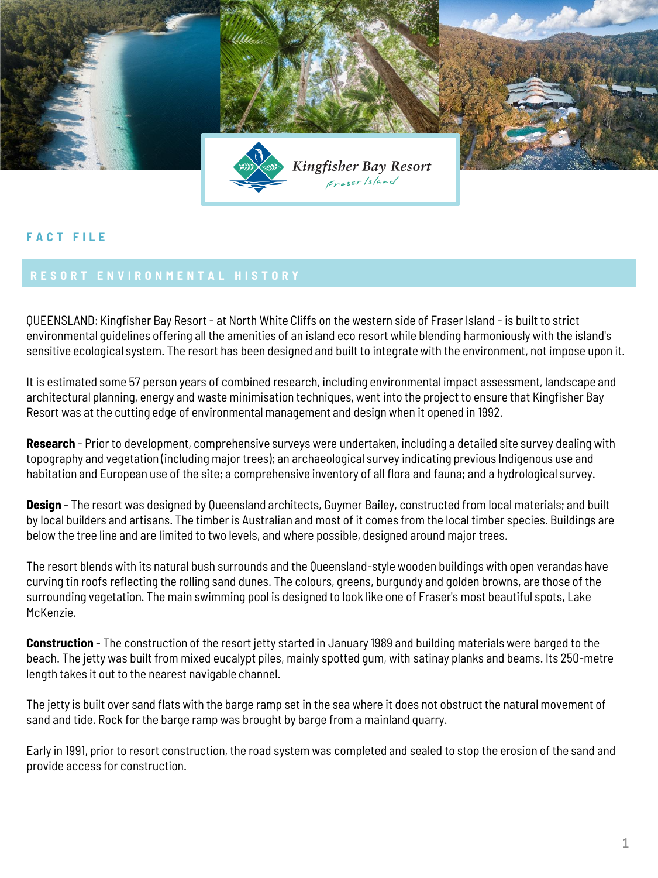Kingfisher Bay Resort
Fraser Island

FACT FILE

## RESORT ENVIRONMENTAL HISTORY

QUEENSLAND: Kingfisher Bay Resort - at North White Cliffs on the western side of Fraser Island - is built to strict environmental guidelines offering all the amenities of an island eco resort while blending harmoniously with the island's sensitive ecological system. The resort has been designed and built to integrate with the environment, not impose upon it.

It is estimated some 57 person years of combined research, including environmental impact assessment, landscape and architectural planning, energy and waste minimisation techniques, went into the project to ensure that Kingfisher Bay Resort was at the cutting edge of environmental management and design when it opened in 1992.

**Research** - Prior to development, comprehensive surveys were undertaken, including a detailed site survey dealing with topography and vegetation (including major trees); an archaeological survey indicating previous Indigenous use and habitation and European use of the site; a comprehensive inventory of all flora and fauna; and a hydrological survey.

**Design** - The resort was designed by Queensland architects, Guymer Bailey, constructed from local materials; and built by local builders and artisans. The timber is Australian and most of it comes from the local timber species. Buildings are below the tree line and are limited to two levels, and where possible, designed around major trees.

The resort blends with its natural bush surrounds and the Queensland-style wooden buildings with open verandas have curving tin roofs reflecting the rolling sand dunes. The colours, greens, burgundy and golden browns, are those of the surrounding vegetation. The main swimming pool is designed to look like one of Fraser's most beautiful spots, Lake McKenzie.

**Construction** - The construction of the resort jetty started in January 1989 and building materials were barged to the beach. The jetty was built from mixed eucalypt piles, mainly spotted gum, with satinay planks and beams. Its 250-metre length takes it out to the nearest navigable channel.

The jetty is built over sand flats with the barge ramp set in the sea where it does not obstruct the natural movement of sand and tide. Rock for the barge ramp was brought by barge from a mainland quarry.

Early in 1991, prior to resort construction, the road system was completed and sealed to stop the erosion of the sand and provide access for construction.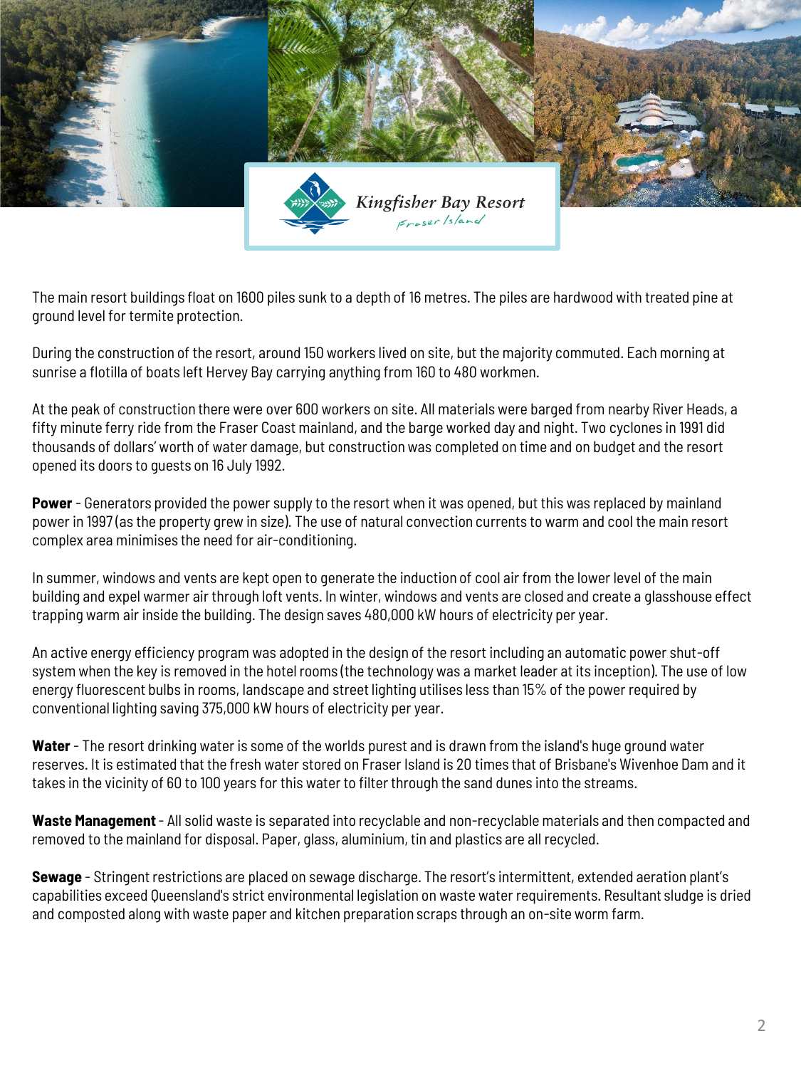The main resort buildings float on 1600 piles sunk to a depth of 16 metres. The piles are hardwood with treated pine at ground level for termite protection.

During the construction of the resort, around 150 workers lived on site, but the majority commuted. Each morning at sunrise a flotilla of boats left Hervey Bay carrying anything from 160 to 480 workmen.

At the peak of construction there were over 600 workers on site. All materials were barged from nearby River Heads, a fifty minute ferry ride from the Fraser Coast mainland, and the barge worked day and night. Two cyclones in 1991 did thousands of dollars' worth of water damage, but construction was completed on time and on budget and the resort opened its doors to guests on 16 July 1992.

**Power** - Generators provided the power supply to the resort when it was opened, but this was replaced by mainland power in 1997 (as the property grew in size). The use of natural convection currents to warm and cool the main resort complex area minimises the need for air-conditioning.

In summer, windows and vents are kept open to generate the induction of cool air from the lower level of the main building and expel warmer air through loft vents. In winter, windows and vents are closed and create a glasshouse effect trapping warm air inside the building. The design saves 480,000 kW hours of electricity per year.

An active energy efficiency program was adopted in the design of the resort including an automatic power shut-off system when the key is removed in the hotel rooms (the technology was a market leader at its inception). The use of low energy fluorescent bulbs in rooms, landscape and street lighting utilises less than 15% of the power required by conventional lighting saving 375,000 kW hours of electricity per year.

**Water** - The resort drinking water is some of the worlds purest and is drawn from the island's huge ground water reserves. It is estimated that the fresh water stored on Fraser Island is 20 times that of Brisbane's Wivenhoe Dam and it takes in the vicinity of 60 to 100 years for this water to filter through the sand dunes into the streams.

**Waste Management** - All solid waste is separated into recyclable and non-recyclable materials and then compacted and removed to the mainland for disposal. Paper, glass, aluminium, tin and plastics are all recycled.

**Sewage** - Stringent restrictions are placed on sewage discharge. The resort's intermittent, extended aeration plant's capabilities exceed Queensland's strict environmental legislation on waste water requirements. Resultant sludge is dried and composted along with waste paper and kitchen preparation scraps through an on-site worm farm.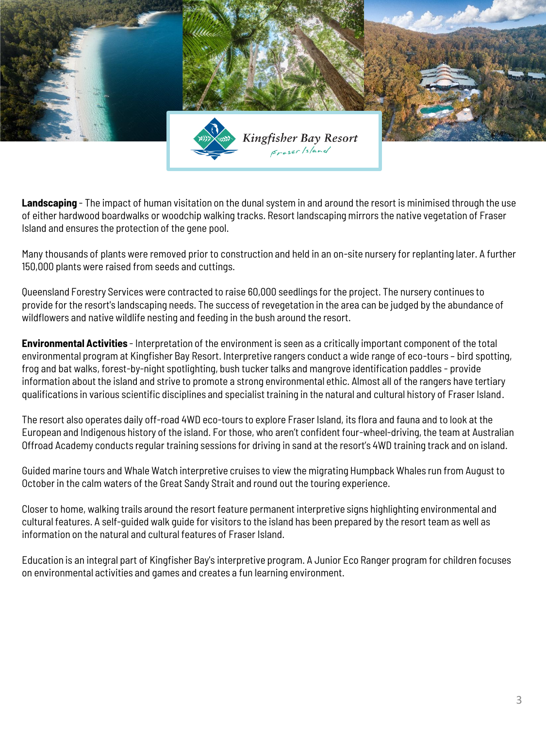**Landscaping** - The impact of human visitation on the dunal system in and around the resort is minimised through the use of either hardwood boardwalks or woodchip walking tracks. Resort landscaping mirrors the native vegetation of Fraser Island and ensures the protection of the gene pool.

Many thousands of plants were removed prior to construction and held in an on-site nursery for replanting later. A further 150,000 plants were raised from seeds and cuttings.

Queensland Forestry Services were contracted to raise 60,000 seedlings for the project. The nursery continues to provide for the resort's landscaping needs. The success of revegetation in the area can be judged by the abundance of wildflowers and native wildlife nesting and feeding in the bush around the resort.

**Environmental Activities** - Interpretation of the environment is seen as a critically important component of the total environmental program at Kingfisher Bay Resort. Interpretive rangers conduct a wide range of eco-tours – bird spotting, frog and bat walks, forest-by-night spotlighting, bush tucker talks and mangrove identification paddles - provide information about the island and strive to promote a strong environmental ethic. Almost all of the rangers have tertiary qualifications in various scientific disciplines and specialist training in the natural and cultural history of Fraser Island.

The resort also operates daily off-road 4WD eco-tours to explore Fraser Island, its flora and fauna and to look at the European and Indigenous history of the island. For those, who aren't confident four-wheel-driving, the team at Australian Offroad Academy conducts regular training sessions for driving in sand at the resort's 4WD training track and on island.

Guided marine tours and Whale Watch interpretive cruises to view the migrating Humpback Whales run from August to October in the calm waters of the Great Sandy Strait and round out the touring experience.

Closer to home, walking trails around the resort feature permanent interpretive signs highlighting environmental and cultural features. A self-guided walk guide for visitors to the island has been prepared by the resort team as well as information on the natural and cultural features of Fraser Island.

Education is an integral part of Kingfisher Bay's interpretive program. A Junior Eco Ranger program for children focuses on environmental activities and games and creates a fun learning environment.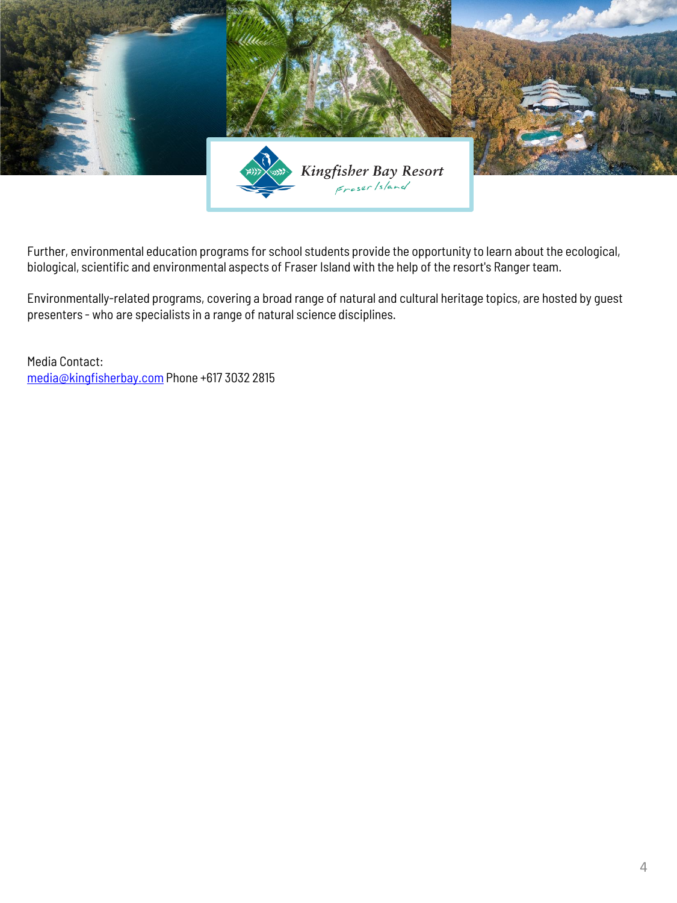Further, environmental education programs for school students provide the opportunity to learn about the ecological, biological, scientific and environmental aspects of Fraser Island with the help of the resort's Ranger team.

Environmentally-related programs, covering a broad range of natural and cultural heritage topics, are hosted by guest presenters - who are specialists in a range of natural science disciplines.

Media Contact:
[media@kingfisherbay.com](mailto:media@kingfisherbay.com) Phone +617 3032 2815